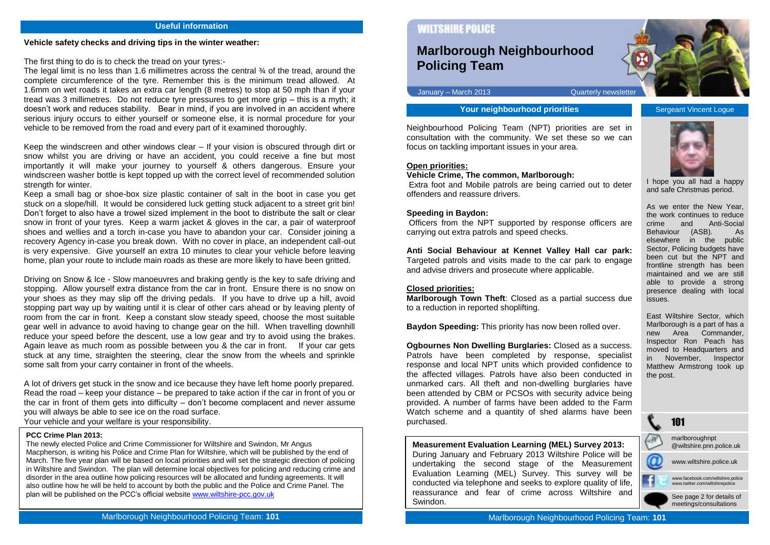## Useful information

**Vehicle safety checks and driving tips in the winter weather:**

The first thing to do is to check the tread on your tyres:-

The legal limit is no less than 1.6 millimetres across the central ¾ of the tread, around the complete circumference of the tyre. Remember this is the minimum tread allowed. At 1.6mm on wet roads it takes an extra car length (8 metres) to stop at 50 mph than if your tread was 3 millimetres. Do not reduce tyre pressures to get more grip – this is a myth; it doesn't work and reduces stability. Bear in mind, if you are involved in an accident where serious injury occurs to either yourself or someone else, it is normal procedure for your vehicle to be removed from the road and every part of it examined thoroughly.

Keep the windscreen and other windows clear – If your vision is obscured through dirt or snow whilst you are driving or have an accident, you could receive a fine but most importantly it will make your journey to yourself & others dangerous. Ensure your windscreen washer bottle is kept topped up with the correct level of recommended solution strength for winter.

Keep a small bag or shoe-box size plastic container of salt in the boot in case you get stuck on a slope/hill. It would be considered luck getting stuck adjacent to a street grit bin! Don't forget to also have a trowel sized implement in the boot to distribute the salt or clear snow in front of your tyres. Keep a warm jacket & gloves in the car, a pair of waterproof shoes and wellies and a torch in-case you have to abandon your car. Consider joining a recovery Agency in-case you break down. With no cover in place, an independent call-out is very expensive. Give yourself an extra 10 minutes to clear your vehicle before leaving home, plan your route to include main roads as these are more likely to have been gritted.

Driving on Snow & Ice - Slow manoeuvres and braking gently is the key to safe driving and stopping. Allow yourself extra distance from the car in front. Ensure there is no snow on your shoes as they may slip off the driving pedals. If you have to drive up a hill, avoid stopping part way up by waiting until it is clear of other cars ahead or by leaving plenty of room from the car in front. Keep a constant slow steady speed, choose the most suitable gear well in advance to avoid having to change gear on the hill. When travelling downhill reduce your speed before the descent, use a low gear and try to avoid using the brakes. Again leave as much room as possible between you & the car in front. If your car gets stuck at any time, straighten the steering, clear the snow from the wheels and sprinkle some salt from your carry container in front of the wheels.

A lot of drivers get stuck in the snow and ice because they have left home poorly prepared. Read the road – keep your distance – be prepared to take action if the car in front of you or the car in front of them gets into difficulty – don't become complacent and never assume you will always be able to see ice on the road surface.

Your vehicle and your welfare is your responsibility.

**PCC Crime Plan 2013:**

The newly elected Police and Crime Commissioner for Wiltshire and Swindon, Mr Angus Macpherson, is writing his Police and Crime Plan for Wiltshire, which will be published by the end of March. The five year plan will be based on local priorities and will set the strategic direction of policing in Wiltshire and Swindon. The plan will determine local objectives for policing and reducing crime and disorder in the area outline how policing resources will be allocated and funding agreements. It will also outline how he will be held to account by both the public and the Police and Crime Panel. The plan will be published on the PCC's official website www.wiltshire-pcc.gov.uk

WILTSHIRE POLICE

# Marlborough Neighbourhood Policing Team

January – March 2013 Quarterly newsletter

## Your neighbourhood priorities

Neighbourhood Policing Team (NPT) priorities are set in consultation with the community. We set these so we can focus on tackling important issues in your area.

**Open priorities:**

**Vehicle Crime, The common, Marlborough:**
Extra foot and Mobile patrols are being carried out to deter offenders and reassure drivers.

**Speeding in Baydon:**
Officers from the NPT supported by response officers are carrying out extra patrols and speed checks.

**Anti Social Behaviour at Kennet Valley Hall car park:** Targeted patrols and visits made to the car park to engage and advise drivers and prosecute where applicable.

**Closed priorities:**

**Marlborough Town Theft**: Closed as a partial success due to a reduction in reported shoplifting.

**Baydon Speeding:** This priority has now been rolled over.

**Ogbournes Non Dwelling Burglaries:** Closed as a success. Patrols have been completed by response, specialist response and local NPT units which provided confidence to the affected villages. Patrols have also been conducted in unmarked cars. All theft and non-dwelling burglaries have been attended by CBM or PCSOs with security advice being provided. A number of farms have been added to the Farm Watch scheme and a quantity of shed alarms have been purchased.

**Measurement Evaluation Learning (MEL) Survey 2013:**
During January and February 2013 Wiltshire Police will be undertaking the second stage of the Measurement Evaluation Learning (MEL) Survey. This survey will be conducted via telephone and seeks to explore quality of life, reassurance and fear of crime across Wiltshire and Swindon.

## Sergeant Vincent Logue

I hope you all had a happy and safe Christmas period.

As we enter the New Year, the work continues to reduce crime and Anti-Social Behaviour (ASB). As elsewhere in the public Sector, Policing budgets have been cut but the NPT and frontline strength has been maintained and we are still able to provide a strong presence dealing with local issues.

East Wiltshire Sector, which Marlborough is a part of has a new Area Commander, Inspector Ron Peach has moved to Headquarters and in November, Inspector Matthew Armstrong took up the post.

101

marlboroughnpt@wiltshire.pnn.police.uk

www.wiltshire.police.uk

www.facebook.com/wiltshire.police
www.twitter.com/wiltshirepolice

See page 2 for details of meetings/consultations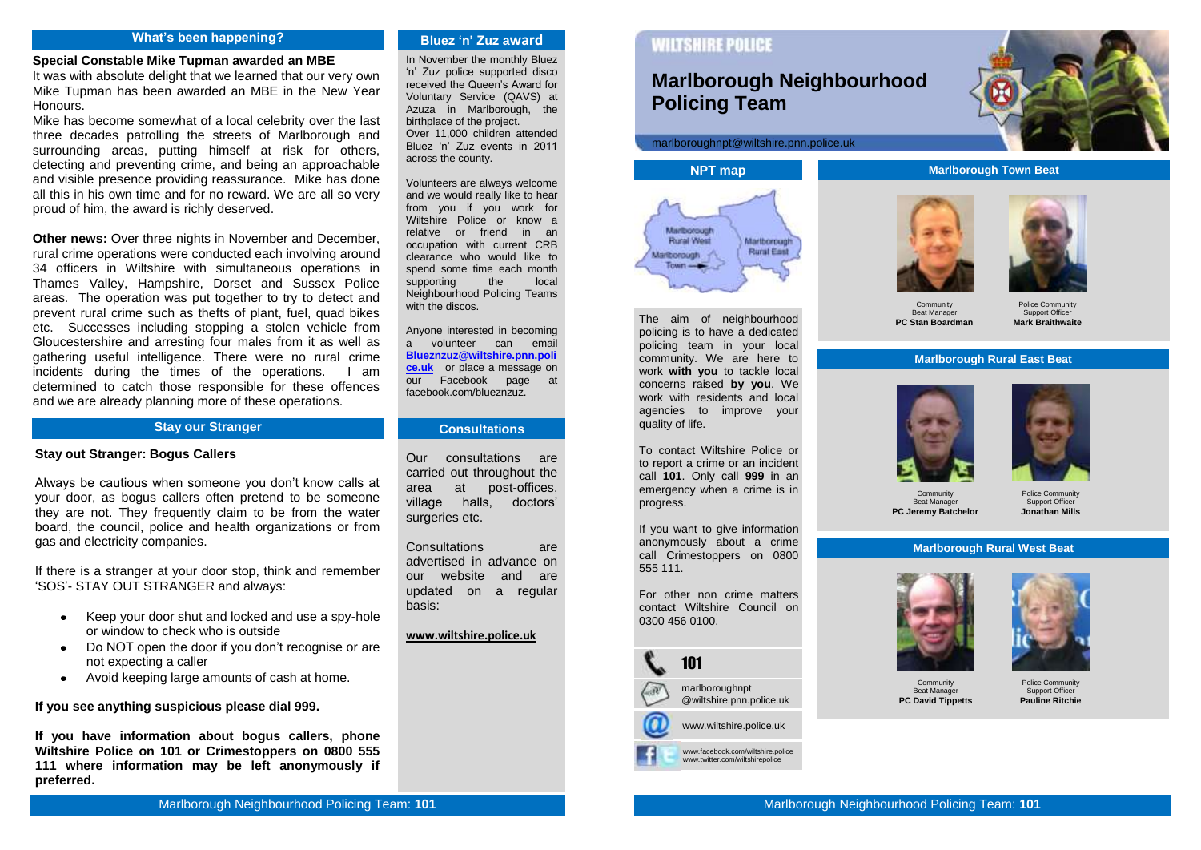## What's been happening?

**Special Constable Mike Tupman awarded an MBE**

It was with absolute delight that we learned that our very own Mike Tupman has been awarded an MBE in the New Year Honours.

Mike has become somewhat of a local celebrity over the last three decades patrolling the streets of Marlborough and surrounding areas, putting himself at risk for others, detecting and preventing crime, and being an approachable and visible presence providing reassurance. Mike has done all this in his own time and for no reward. We are all so very proud of him, the award is richly deserved.

**Other news:** Over three nights in November and December, rural crime operations were conducted each involving around 34 officers in Wiltshire with simultaneous operations in Thames Valley, Hampshire, Dorset and Sussex Police areas. The operation was put together to try to detect and prevent rural crime such as thefts of plant, fuel, quad bikes etc. Successes including stopping a stolen vehicle from Gloucestershire and arresting four males from it as well as gathering useful intelligence. There were no rural crime incidents during the times of the operations. I am determined to catch those responsible for these offences and we are already planning more of these operations.

## Stay our Stranger

**Stay out Stranger: Bogus Callers**

Always be cautious when someone you don't know calls at your door, as bogus callers often pretend to be someone they are not. They frequently claim to be from the water board, the council, police and health organizations or from gas and electricity companies.

If there is a stranger at your door stop, think and remember 'SOS'- STAY OUT STRANGER and always:

- Keep your door shut and locked and use a spy-hole or window to check who is outside
- Do NOT open the door if you don't recognise or are not expecting a caller
- Avoid keeping large amounts of cash at home.

**If you see anything suspicious please dial 999.**

**If you have information about bogus callers, phone Wiltshire Police on 101 or Crimestoppers on 0800 555 111 where information may be left anonymously if preferred.**

## Bluez 'n' Zuz award

In November the monthly Bluez 'n' Zuz police supported disco received the Queen's Award for Voluntary Service (QAVS) at Azuza in Marlborough, the birthplace of the project.

Over 11,000 children attended Bluez 'n' Zuz events in 2011 across the county.

Volunteers are always welcome and we would really like to hear from you if you work for Wiltshire Police or know a relative or friend in an occupation with current CRB clearance who would like to spend some time each month supporting the local Neighbourhood Policing Teams with the discos.

Anyone interested in becoming a volunteer can email **Blueznzuz@wiltshire.pnn.police.uk** or place a message on our Facebook page at facebook.com/blueznzuz.

## Consultations

Our consultations are carried out throughout the area at post-offices, village halls, doctors' surgeries etc.

Consultations are advertised in advance on our website and are updated on a regular basis:

**www.wiltshire.police.uk**

WILTSHIRE POLICE

# Marlborough Neighbourhood Policing Team

marlboroughnpt@wiltshire.pnn.police.uk

## NPT map

Marlborough Rural West
Marlborough Rural East
Marlborough Town

The aim of neighbourhood policing is to have a dedicated policing team in your local community. We are here to work **with you** to tackle local concerns raised **by you**. We work with residents and local agencies to improve your quality of life.

To contact Wiltshire Police or to report a crime or an incident call **101**. Only call **999** in an emergency when a crime is in progress.

If you want to give information anonymously about a crime call Crimestoppers on 0800 555 111.

For other non crime matters contact Wiltshire Council on 0300 456 0100.

101

marlboroughnpt@wiltshire.pnn.police.uk

www.wiltshire.police.uk

www.facebook.com/wiltshire.police
www.twitter.com/wiltshirepolice

## Marlborough Town Beat

Community Beat Manager
**PC Stan Boardman**

Police Community Support Officer
**Mark Braithwaite**

## Marlborough Rural East Beat

Community Beat Manager
**PC Jeremy Batchelor**

Police Community Support Officer
**Jonathan Mills**

## Marlborough Rural West Beat

Community Beat Manager
**PC David Tippetts**

Police Community Support Officer
**Pauline Ritchie**

Marlborough Neighbourhood Policing Team: **101**